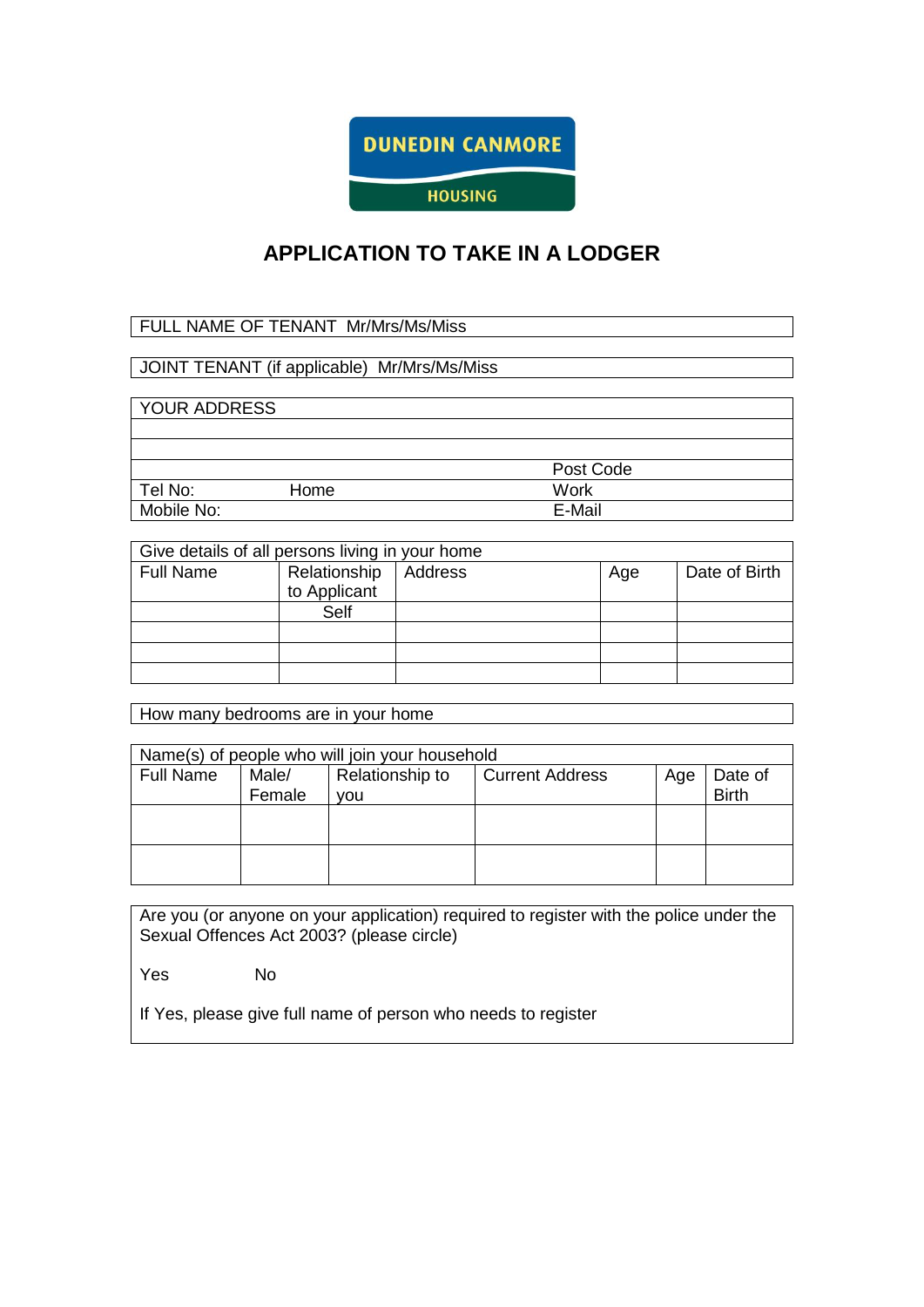DUNEDIN CANMORE

HOUSING

# APPLICATION TO TAKE IN A LODGER

| FULL NAME OF TENANT Mr/Mrs/Ms/Miss |
|---|

| JOINT TENANT (if applicable) Mr/Mrs/Ms/Miss |
|---|

| YOUR ADDRESS | | |
|---|---|---|
| | | |
| | | |
| | | Post Code |
| Tel No: | Home | Work |
| Mobile No: | | E-Mail |

| Give details of all persons living in your home | | | | |
|---|---|---|---|---|
| Full Name | Relationship to Applicant | Address | Age | Date of Birth |
| | Self | | | |
| | | | | |
| | | | | |
| | | | | |

| How many bedrooms are in your home |
|---|

| Name(s) of people who will join your household | | | | | |
|---|---|---|---|---|---|
| Full Name | Male/ Female | Relationship to you | Current Address | Age | Date of Birth |
| | | | | | |
| | | | | | |

Are you (or anyone on your application) required to register with the police under the Sexual Offences Act 2003? (please circle)

Yes No

If Yes, please give full name of person who needs to register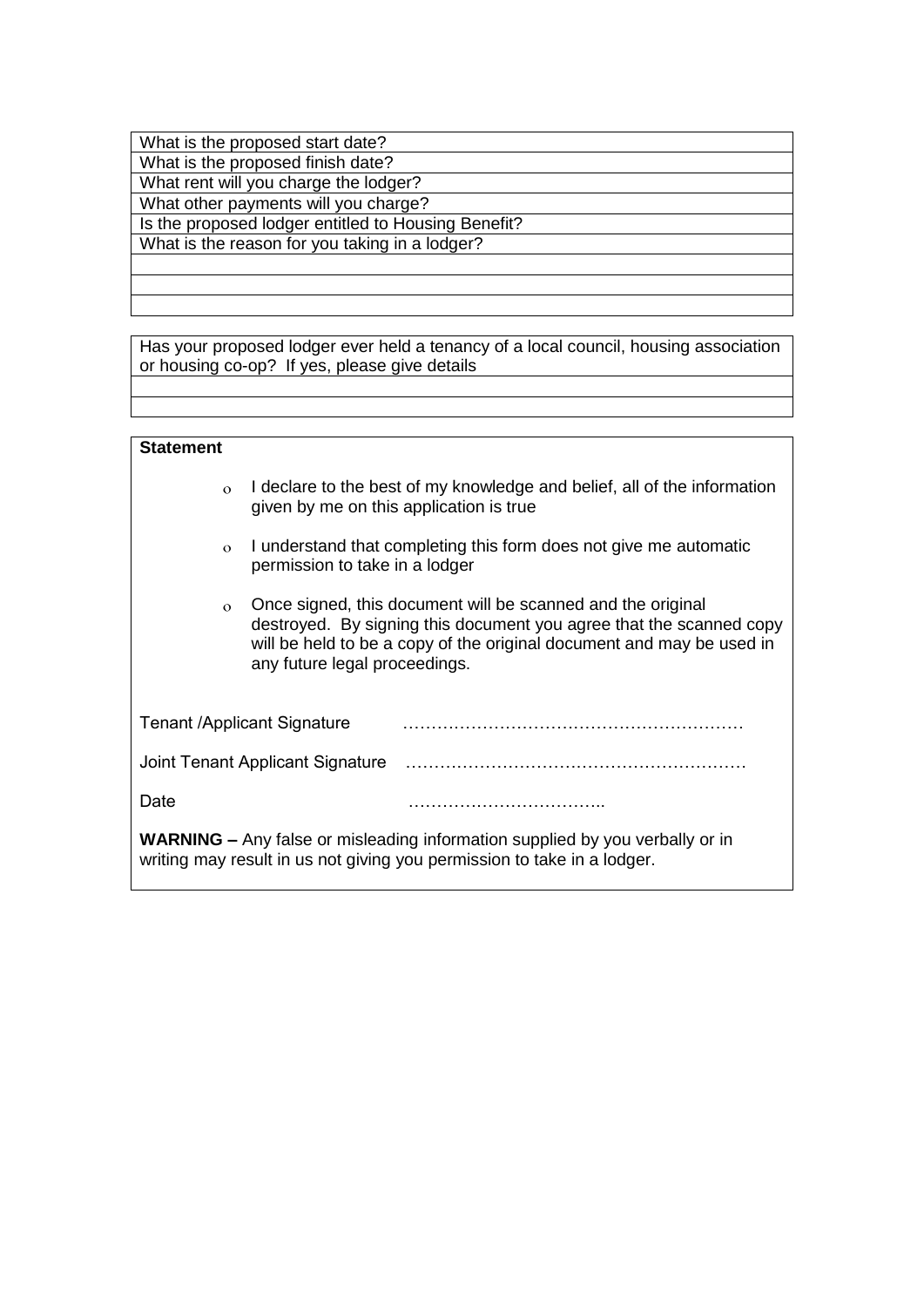| |
|---|
| What is the proposed start date? |
| What is the proposed finish date? |
| What rent will you charge the lodger? |
| What other payments will you charge? |
| Is the proposed lodger entitled to Housing Benefit? |
| What is the reason for you taking in a lodger? |
| |
| |
| |

| |
|---|
| Has your proposed lodger ever held a tenancy of a local council, housing association or housing co-op? If yes, please give details |
| |
| |

**Statement**

- I declare to the best of my knowledge and belief, all of the information given by me on this application is true
- I understand that completing this form does not give me automatic permission to take in a lodger
- Once signed, this document will be scanned and the original destroyed. By signing this document you agree that the scanned copy will be held to be a copy of the original document and may be used in any future legal proceedings.

Tenant /Applicant Signature ……………………………………………………

Joint Tenant Applicant Signature ……………………………………………………

Date ……………………………..

**WARNING –** Any false or misleading information supplied by you verbally or in writing may result in us not giving you permission to take in a lodger.